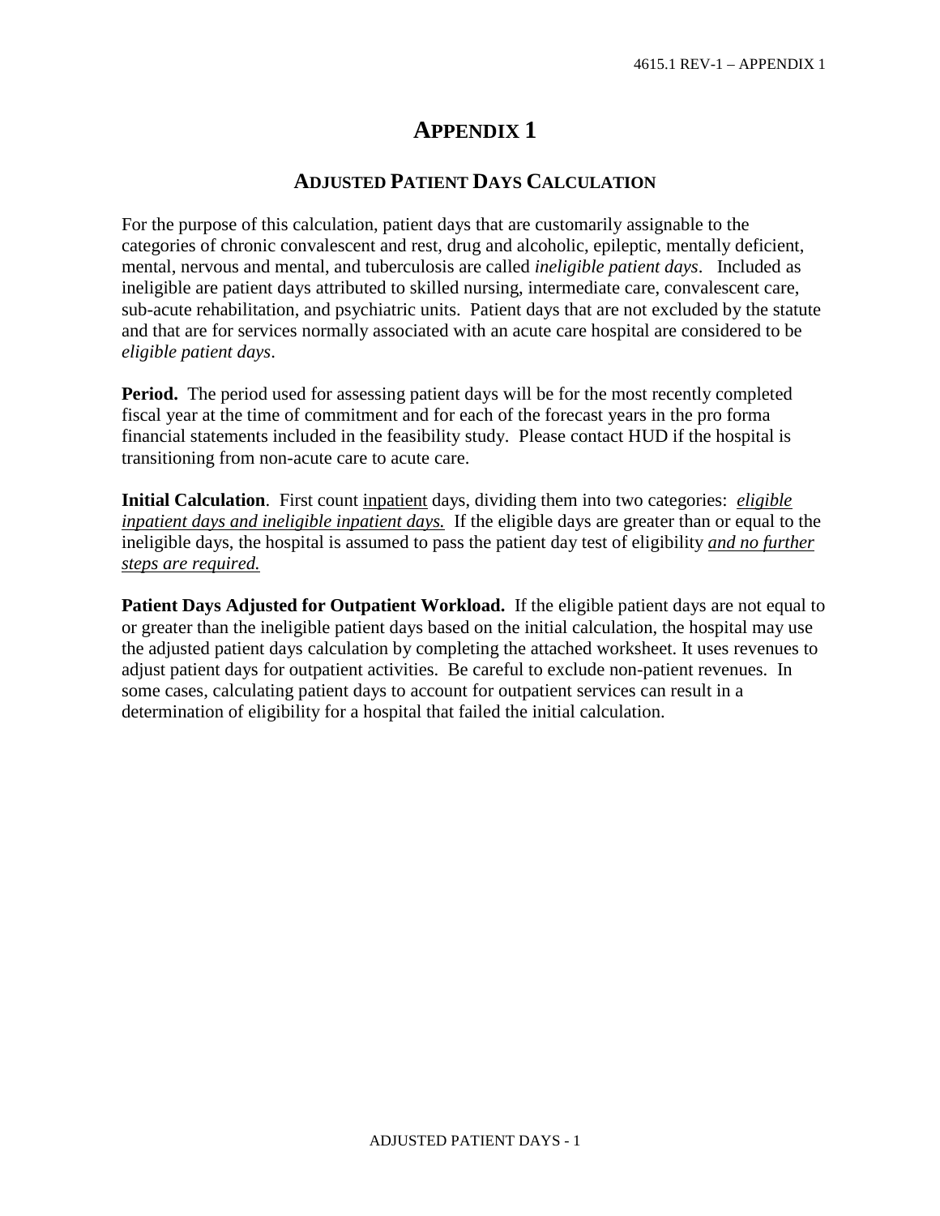# APPENDIX 1

## ADJUSTED PATIENT DAYS CALCULATION

For the purpose of this calculation, patient days that are customarily assignable to the categories of chronic convalescent and rest, drug and alcoholic, epileptic, mentally deficient, mental, nervous and mental, and tuberculosis are called *ineligible patient days*. Included as ineligible are patient days attributed to skilled nursing, intermediate care, convalescent care, sub-acute rehabilitation, and psychiatric units. Patient days that are not excluded by the statute and that are for services normally associated with an acute care hospital are considered to be *eligible patient days*.

**Period.** The period used for assessing patient days will be for the most recently completed fiscal year at the time of commitment and for each of the forecast years in the pro forma financial statements included in the feasibility study. Please contact HUD if the hospital is transitioning from non-acute care to acute care.

**Initial Calculation**. First count <u>inpatient</u> days, dividing them into two categories: <u>*eligible inpatient days and ineligible inpatient days.*</u> If the eligible days are greater than or equal to the ineligible days, the hospital is assumed to pass the patient day test of eligibility <u>*and no further steps are required.*</u>

**Patient Days Adjusted for Outpatient Workload.** If the eligible patient days are not equal to or greater than the ineligible patient days based on the initial calculation, the hospital may use the adjusted patient days calculation by completing the attached worksheet. It uses revenues to adjust patient days for outpatient activities. Be careful to exclude non-patient revenues. In some cases, calculating patient days to account for outpatient services can result in a determination of eligibility for a hospital that failed the initial calculation.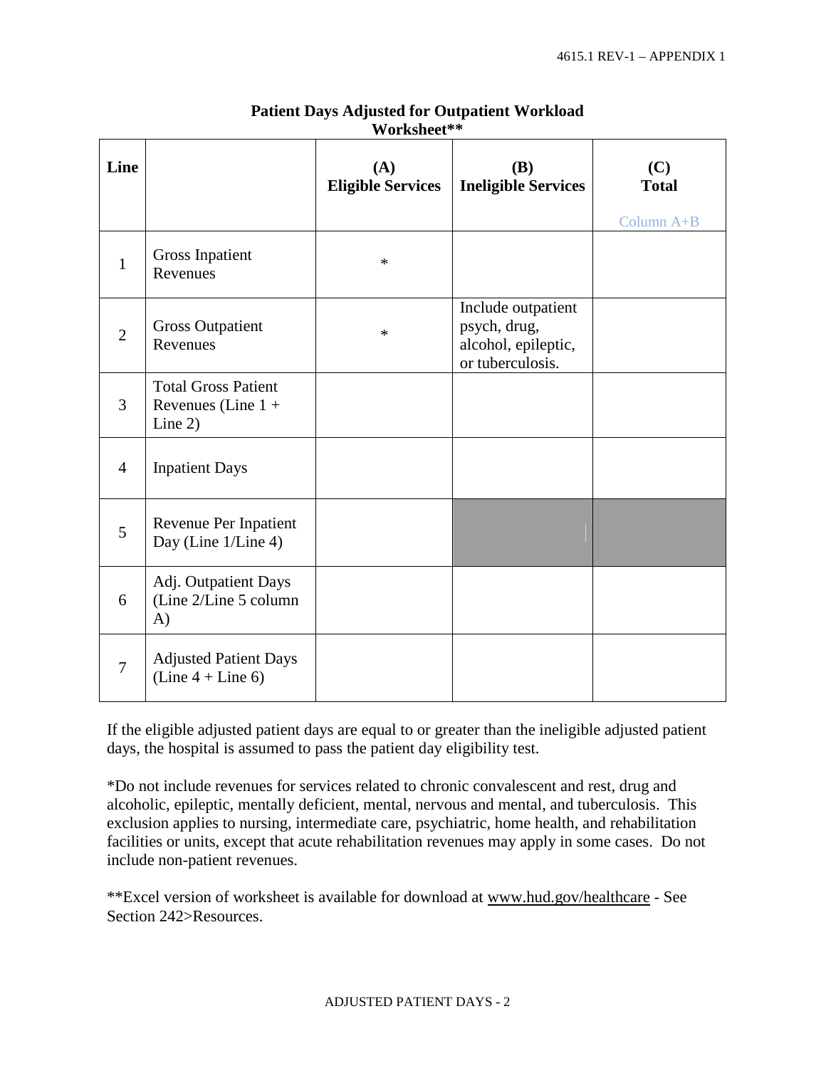**Patient Days Adjusted for Outpatient Workload Worksheet****

| Line | | (A) Eligible Services | (B) Ineligible Services | (C) Total<br><br>Column A+B |
|---|---|---|---|---|
| 1 | Gross Inpatient Revenues | * | | |
| 2 | Gross Outpatient Revenues | * | Include outpatient psych, drug, alcohol, epileptic, or tuberculosis. | |
| 3 | Total Gross Patient Revenues (Line 1 + Line 2) | | | |
| 4 | Inpatient Days | | | |
| 5 | Revenue Per Inpatient Day (Line 1/Line 4) | | | |
| 6 | Adj. Outpatient Days (Line 2/Line 5 column A) | | | |
| 7 | Adjusted Patient Days (Line 4 + Line 6) | | | |

If the eligible adjusted patient days are equal to or greater than the ineligible adjusted patient days, the hospital is assumed to pass the patient day eligibility test.

*Do not include revenues for services related to chronic convalescent and rest, drug and alcoholic, epileptic, mentally deficient, mental, nervous and mental, and tuberculosis. This exclusion applies to nursing, intermediate care, psychiatric, home health, and rehabilitation facilities or units, except that acute rehabilitation revenues may apply in some cases. Do not include non-patient revenues.

**Excel version of worksheet is available for download at www.hud.gov/healthcare - See Section 242>Resources.